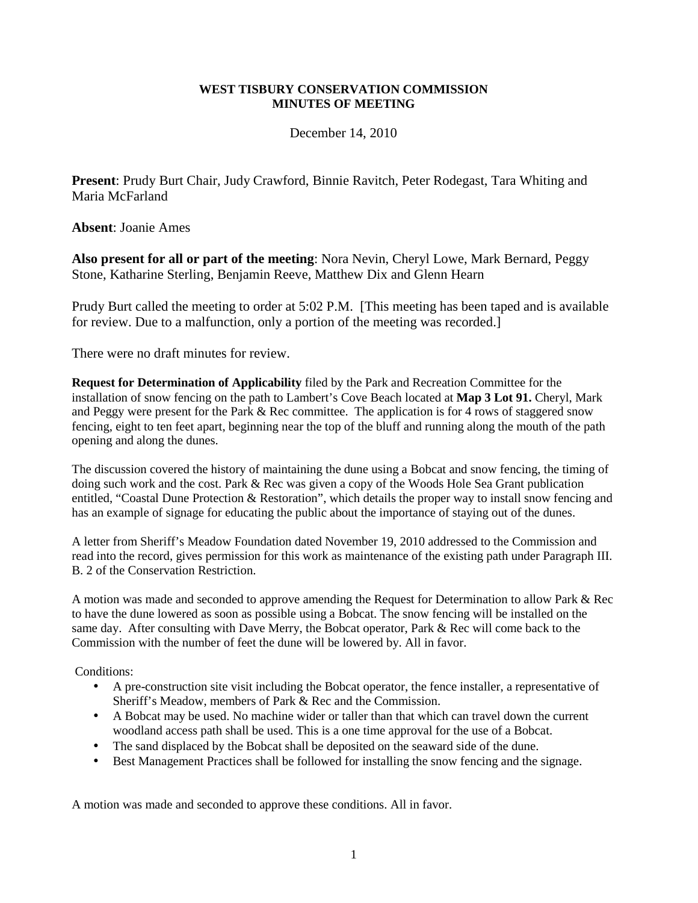**WEST TISBURY CONSERVATION COMMISSION**
**MINUTES OF MEETING**

December 14, 2010

**Present**: Prudy Burt Chair, Judy Crawford, Binnie Ravitch, Peter Rodegast, Tara Whiting and Maria McFarland

**Absent**: Joanie Ames

**Also present for all or part of the meeting**: Nora Nevin, Cheryl Lowe, Mark Bernard, Peggy Stone, Katharine Sterling, Benjamin Reeve, Matthew Dix and Glenn Hearn

Prudy Burt called the meeting to order at 5:02 P.M. [This meeting has been taped and is available for review. Due to a malfunction, only a portion of the meeting was recorded.]

There were no draft minutes for review.

**Request for Determination of Applicability** filed by the Park and Recreation Committee for the installation of snow fencing on the path to Lambert's Cove Beach located at **Map 3 Lot 91.** Cheryl, Mark and Peggy were present for the Park & Rec committee. The application is for 4 rows of staggered snow fencing, eight to ten feet apart, beginning near the top of the bluff and running along the mouth of the path opening and along the dunes.

The discussion covered the history of maintaining the dune using a Bobcat and snow fencing, the timing of doing such work and the cost. Park & Rec was given a copy of the Woods Hole Sea Grant publication entitled, "Coastal Dune Protection & Restoration", which details the proper way to install snow fencing and has an example of signage for educating the public about the importance of staying out of the dunes.

A letter from Sheriff's Meadow Foundation dated November 19, 2010 addressed to the Commission and read into the record, gives permission for this work as maintenance of the existing path under Paragraph III. B. 2 of the Conservation Restriction.

A motion was made and seconded to approve amending the Request for Determination to allow Park & Rec to have the dune lowered as soon as possible using a Bobcat. The snow fencing will be installed on the same day. After consulting with Dave Merry, the Bobcat operator, Park & Rec will come back to the Commission with the number of feet the dune will be lowered by. All in favor.

Conditions:

- A pre-construction site visit including the Bobcat operator, the fence installer, a representative of Sheriff's Meadow, members of Park & Rec and the Commission.
- A Bobcat may be used. No machine wider or taller than that which can travel down the current woodland access path shall be used. This is a one time approval for the use of a Bobcat.
- The sand displaced by the Bobcat shall be deposited on the seaward side of the dune.
- Best Management Practices shall be followed for installing the snow fencing and the signage.

A motion was made and seconded to approve these conditions. All in favor.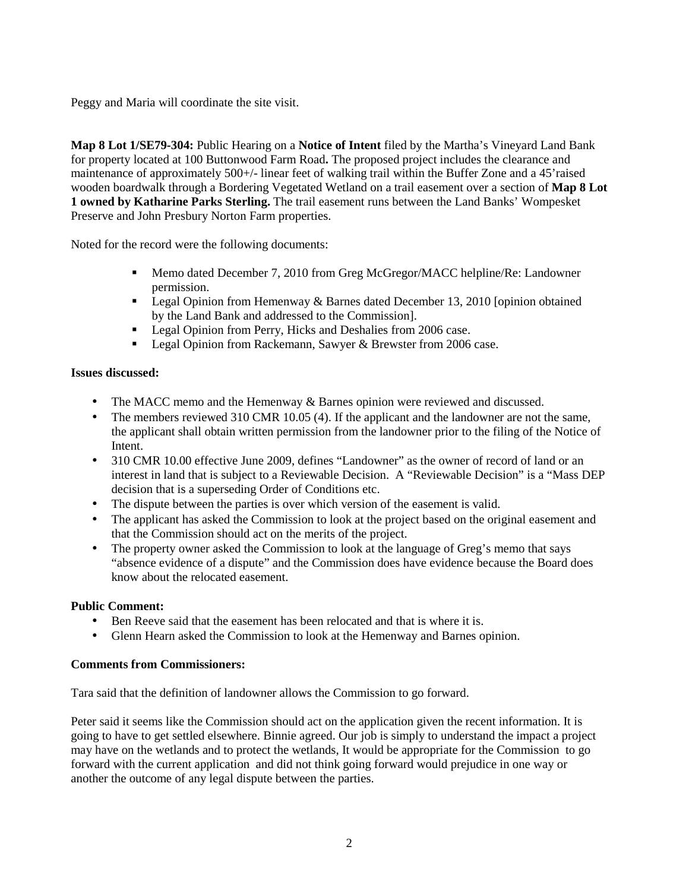Peggy and Maria will coordinate the site visit.

**Map 8 Lot 1/SE79-304:** Public Hearing on a **Notice of Intent** filed by the Martha's Vineyard Land Bank for property located at 100 Buttonwood Farm Road**.** The proposed project includes the clearance and maintenance of approximately 500+/- linear feet of walking trail within the Buffer Zone and a 45'raised wooden boardwalk through a Bordering Vegetated Wetland on a trail easement over a section of **Map 8 Lot 1 owned by Katharine Parks Sterling.** The trail easement runs between the Land Banks' Wompesket Preserve and John Presbury Norton Farm properties.

Noted for the record were the following documents:

- Memo dated December 7, 2010 from Greg McGregor/MACC helpline/Re: Landowner permission.
- Legal Opinion from Hemenway & Barnes dated December 13, 2010 [opinion obtained by the Land Bank and addressed to the Commission].
- Legal Opinion from Perry, Hicks and Deshalies from 2006 case.
- Legal Opinion from Rackemann, Sawyer & Brewster from 2006 case.

**Issues discussed:**

- The MACC memo and the Hemenway & Barnes opinion were reviewed and discussed.
- The members reviewed 310 CMR 10.05 (4). If the applicant and the landowner are not the same, the applicant shall obtain written permission from the landowner prior to the filing of the Notice of Intent.
- 310 CMR 10.00 effective June 2009, defines "Landowner" as the owner of record of land or an interest in land that is subject to a Reviewable Decision. A "Reviewable Decision" is a "Mass DEP decision that is a superseding Order of Conditions etc.
- The dispute between the parties is over which version of the easement is valid.
- The applicant has asked the Commission to look at the project based on the original easement and that the Commission should act on the merits of the project.
- The property owner asked the Commission to look at the language of Greg's memo that says "absence evidence of a dispute" and the Commission does have evidence because the Board does know about the relocated easement.

**Public Comment:**

- Ben Reeve said that the easement has been relocated and that is where it is.
- Glenn Hearn asked the Commission to look at the Hemenway and Barnes opinion.

**Comments from Commissioners:**

Tara said that the definition of landowner allows the Commission to go forward.

Peter said it seems like the Commission should act on the application given the recent information. It is going to have to get settled elsewhere. Binnie agreed. Our job is simply to understand the impact a project may have on the wetlands and to protect the wetlands, It would be appropriate for the Commission to go forward with the current application and did not think going forward would prejudice in one way or another the outcome of any legal dispute between the parties.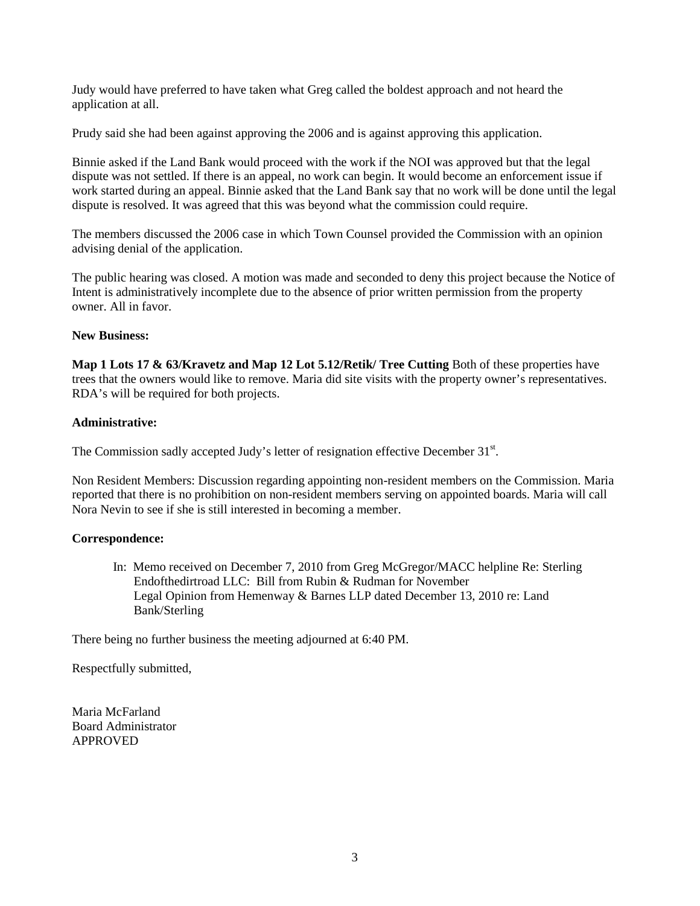Judy would have preferred to have taken what Greg called the boldest approach and not heard the application at all.

Prudy said she had been against approving the 2006 and is against approving this application.

Binnie asked if the Land Bank would proceed with the work if the NOI was approved but that the legal dispute was not settled. If there is an appeal, no work can begin. It would become an enforcement issue if work started during an appeal. Binnie asked that the Land Bank say that no work will be done until the legal dispute is resolved. It was agreed that this was beyond what the commission could require.

The members discussed the 2006 case in which Town Counsel provided the Commission with an opinion advising denial of the application.

The public hearing was closed. A motion was made and seconded to deny this project because the Notice of Intent is administratively incomplete due to the absence of prior written permission from the property owner. All in favor.

**New Business:**

**Map 1 Lots 17 & 63/Kravetz and Map 12 Lot 5.12/Retik/ Tree Cutting** Both of these properties have trees that the owners would like to remove. Maria did site visits with the property owner's representatives. RDA's will be required for both projects.

**Administrative:**

The Commission sadly accepted Judy's letter of resignation effective December 31st.

Non Resident Members: Discussion regarding appointing non-resident members on the Commission. Maria reported that there is no prohibition on non-resident members serving on appointed boards. Maria will call Nora Nevin to see if she is still interested in becoming a member.

**Correspondence:**

In: Memo received on December 7, 2010 from Greg McGregor/MACC helpline Re: Sterling Endofthedirtroad LLC: Bill from Rubin & Rudman for November
Legal Opinion from Hemenway & Barnes LLP dated December 13, 2010 re: Land Bank/Sterling

There being no further business the meeting adjourned at 6:40 PM.

Respectfully submitted,

Maria McFarland
Board Administrator
APPROVED